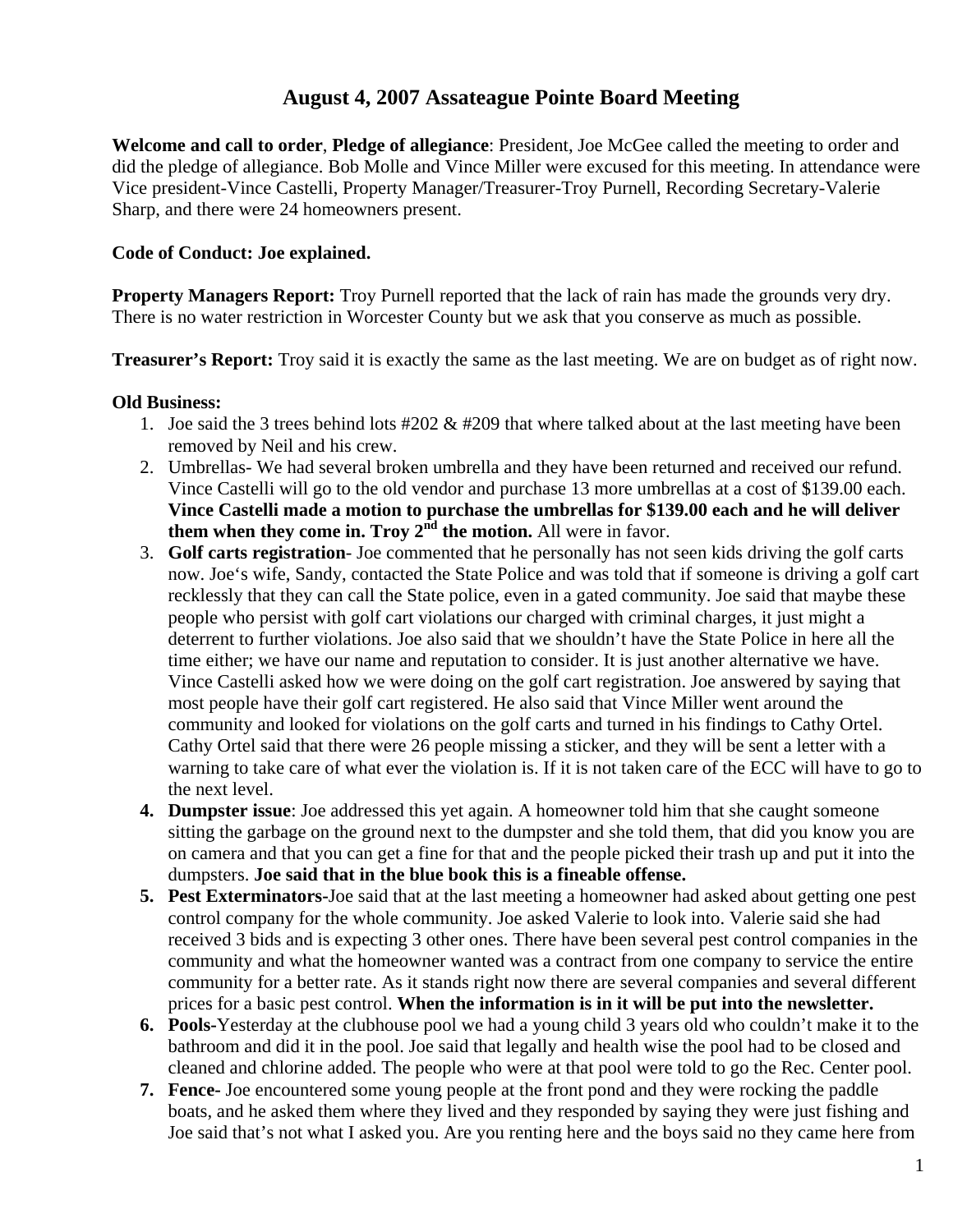# August 4, 2007 Assateague Pointe Board Meeting

**Welcome and call to order**, **Pledge of allegiance**: President, Joe McGee called the meeting to order and did the pledge of allegiance. Bob Molle and Vince Miller were excused for this meeting. In attendance were Vice president-Vince Castelli, Property Manager/Treasurer-Troy Purnell, Recording Secretary-Valerie Sharp, and there were 24 homeowners present.

**Code of Conduct: Joe explained.**

**Property Managers Report:** Troy Purnell reported that the lack of rain has made the grounds very dry. There is no water restriction in Worcester County but we ask that you conserve as much as possible.

**Treasurer's Report:** Troy said it is exactly the same as the last meeting. We are on budget as of right now.

**Old Business:**

1. Joe said the 3 trees behind lots #202 & #209 that where talked about at the last meeting have been removed by Neil and his crew.
2. Umbrellas- We had several broken umbrella and they have been returned and received our refund. Vince Castelli will go to the old vendor and purchase 13 more umbrellas at a cost of $139.00 each. **Vince Castelli made a motion to purchase the umbrellas for $139.00 each and he will deliver them when they come in. Troy 2nd the motion.** All were in favor.
3. **Golf carts registration**- Joe commented that he personally has not seen kids driving the golf carts now. Joe's wife, Sandy, contacted the State Police and was told that if someone is driving a golf cart recklessly that they can call the State police, even in a gated community. Joe said that maybe these people who persist with golf cart violations our charged with criminal charges, it just might a deterrent to further violations. Joe also said that we shouldn't have the State Police in here all the time either; we have our name and reputation to consider. It is just another alternative we have. Vince Castelli asked how we were doing on the golf cart registration. Joe answered by saying that most people have their golf cart registered. He also said that Vince Miller went around the community and looked for violations on the golf carts and turned in his findings to Cathy Ortel. Cathy Ortel said that there were 26 people missing a sticker, and they will be sent a letter with a warning to take care of what ever the violation is. If it is not taken care of the ECC will have to go to the next level.
4. **Dumpster issue**: Joe addressed this yet again. A homeowner told him that she caught someone sitting the garbage on the ground next to the dumpster and she told them, that did you know you are on camera and that you can get a fine for that and the people picked their trash up and put it into the dumpsters. **Joe said that in the blue book this is a fineable offense.**
5. **Pest Exterminators-**Joe said that at the last meeting a homeowner had asked about getting one pest control company for the whole community. Joe asked Valerie to look into. Valerie said she had received 3 bids and is expecting 3 other ones. There have been several pest control companies in the community and what the homeowner wanted was a contract from one company to service the entire community for a better rate. As it stands right now there are several companies and several different prices for a basic pest control. **When the information is in it will be put into the newsletter.**
6. **Pools-**Yesterday at the clubhouse pool we had a young child 3 years old who couldn't make it to the bathroom and did it in the pool. Joe said that legally and health wise the pool had to be closed and cleaned and chlorine added. The people who were at that pool were told to go the Rec. Center pool.
7. **Fence-** Joe encountered some young people at the front pond and they were rocking the paddle boats, and he asked them where they lived and they responded by saying they were just fishing and Joe said that's not what I asked you. Are you renting here and the boys said no they came here from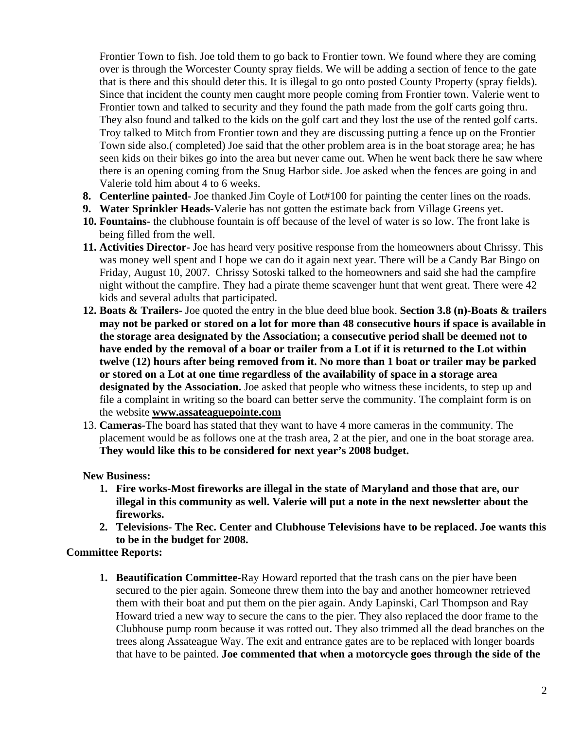Frontier Town to fish. Joe told them to go back to Frontier town. We found where they are coming over is through the Worcester County spray fields. We will be adding a section of fence to the gate that is there and this should deter this. It is illegal to go onto posted County Property (spray fields). Since that incident the county men caught more people coming from Frontier town. Valerie went to Frontier town and talked to security and they found the path made from the golf carts going thru. They also found and talked to the kids on the golf cart and they lost the use of the rented golf carts. Troy talked to Mitch from Frontier town and they are discussing putting a fence up on the Frontier Town side also.( completed) Joe said that the other problem area is in the boat storage area; he has seen kids on their bikes go into the area but never came out. When he went back there he saw where there is an opening coming from the Snug Harbor side. Joe asked when the fences are going in and Valerie told him about 4 to 6 weeks.

8. **Centerline painted-** Joe thanked Jim Coyle of Lot#100 for painting the center lines on the roads.
9. **Water Sprinkler Heads-**Valerie has not gotten the estimate back from Village Greens yet.
10. **Fountains-** the clubhouse fountain is off because of the level of water is so low. The front lake is being filled from the well.
11. **Activities Director-** Joe has heard very positive response from the homeowners about Chrissy. This was money well spent and I hope we can do it again next year. There will be a Candy Bar Bingo on Friday, August 10, 2007. Chrissy Sotoski talked to the homeowners and said she had the campfire night without the campfire. They had a pirate theme scavenger hunt that went great. There were 42 kids and several adults that participated.
12. **Boats & Trailers-** Joe quoted the entry in the blue deed blue book. **Section 3.8 (n)-Boats & trailers may not be parked or stored on a lot for more than 48 consecutive hours if space is available in the storage area designated by the Association; a consecutive period shall be deemed not to have ended by the removal of a boar or trailer from a Lot if it is returned to the Lot within twelve (12) hours after being removed from it. No more than 1 boat or trailer may be parked or stored on a Lot at one time regardless of the availability of space in a storage area designated by the Association.** Joe asked that people who witness these incidents, to step up and file a complaint in writing so the board can better serve the community. The complaint form is on the website **www.assateaguepointe.com**
13. **Cameras-**The board has stated that they want to have 4 more cameras in the community. The placement would be as follows one at the trash area, 2 at the pier, and one in the boat storage area. **They would like this to be considered for next year's 2008 budget.**

**New Business:**

1. **Fire works-Most fireworks are illegal in the state of Maryland and those that are, our illegal in this community as well. Valerie will put a note in the next newsletter about the fireworks.**
2. **Televisions- The Rec. Center and Clubhouse Televisions have to be replaced. Joe wants this to be in the budget for 2008.**

**Committee Reports:**

1. **Beautification Committee**-Ray Howard reported that the trash cans on the pier have been secured to the pier again. Someone threw them into the bay and another homeowner retrieved them with their boat and put them on the pier again. Andy Lapinski, Carl Thompson and Ray Howard tried a new way to secure the cans to the pier. They also replaced the door frame to the Clubhouse pump room because it was rotted out. They also trimmed all the dead branches on the trees along Assateague Way. The exit and entrance gates are to be replaced with longer boards that have to be painted. **Joe commented that when a motorcycle goes through the side of the**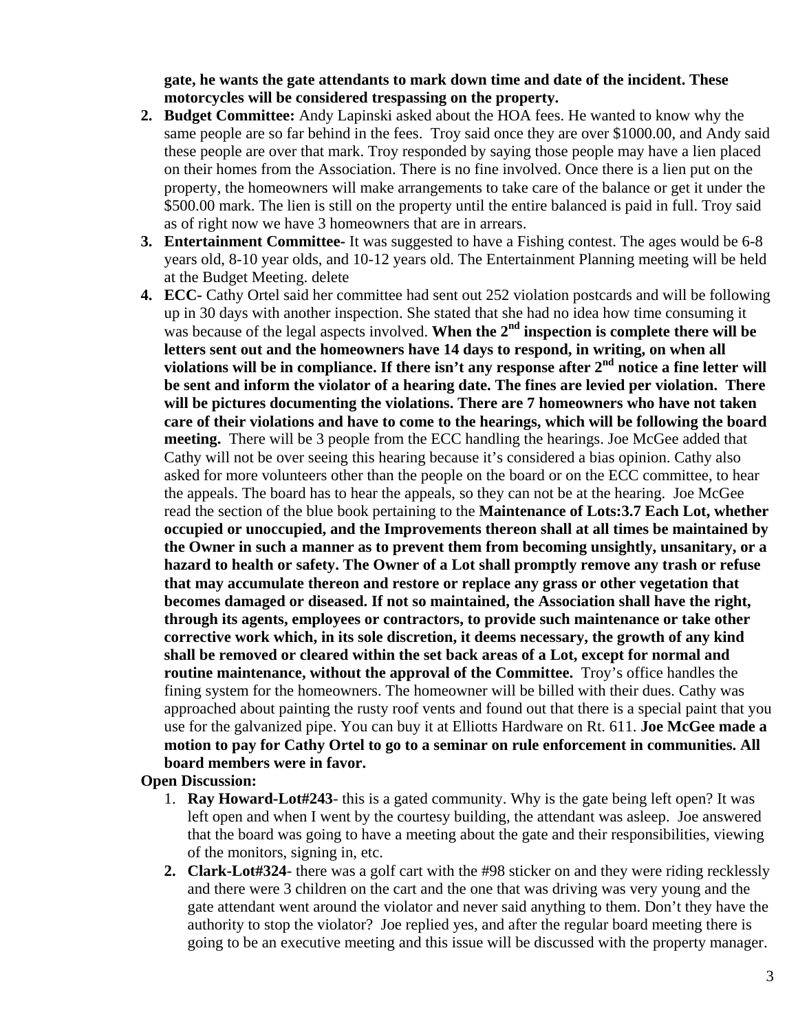**gate, he wants the gate attendants to mark down time and date of the incident. These motorcycles will be considered trespassing on the property.**

2. **Budget Committee:** Andy Lapinski asked about the HOA fees. He wanted to know why the same people are so far behind in the fees. Troy said once they are over $1000.00, and Andy said these people are over that mark. Troy responded by saying those people may have a lien placed on their homes from the Association. There is no fine involved. Once there is a lien put on the property, the homeowners will make arrangements to take care of the balance or get it under the $500.00 mark. The lien is still on the property until the entire balanced is paid in full. Troy said as of right now we have 3 homeowners that are in arrears.
3. **Entertainment Committee-** It was suggested to have a Fishing contest. The ages would be 6-8 years old, 8-10 year olds, and 10-12 years old. The Entertainment Planning meeting will be held at the Budget Meeting. delete
4. **ECC-** Cathy Ortel said her committee had sent out 252 violation postcards and will be following up in 30 days with another inspection. She stated that she had no idea how time consuming it was because of the legal aspects involved. **When the 2nd inspection is complete there will be letters sent out and the homeowners have 14 days to respond, in writing, on when all violations will be in compliance. If there isn't any response after 2nd notice a fine letter will be sent and inform the violator of a hearing date. The fines are levied per violation. There will be pictures documenting the violations. There are 7 homeowners who have not taken care of their violations and have to come to the hearings, which will be following the board meeting.** There will be 3 people from the ECC handling the hearings. Joe McGee added that Cathy will not be over seeing this hearing because it's considered a bias opinion. Cathy also asked for more volunteers other than the people on the board or on the ECC committee, to hear the appeals. The board has to hear the appeals, so they can not be at the hearing. Joe McGee read the section of the blue book pertaining to the **Maintenance of Lots:3.7 Each Lot, whether occupied or unoccupied, and the Improvements thereon shall at all times be maintained by the Owner in such a manner as to prevent them from becoming unsightly, unsanitary, or a hazard to health or safety. The Owner of a Lot shall promptly remove any trash or refuse that may accumulate thereon and restore or replace any grass or other vegetation that becomes damaged or diseased. If not so maintained, the Association shall have the right, through its agents, employees or contractors, to provide such maintenance or take other corrective work which, in its sole discretion, it deems necessary, the growth of any kind shall be removed or cleared within the set back areas of a Lot, except for normal and routine maintenance, without the approval of the Committee.** Troy's office handles the fining system for the homeowners. The homeowner will be billed with their dues. Cathy was approached about painting the rusty roof vents and found out that there is a special paint that you use for the galvanized pipe. You can buy it at Elliotts Hardware on Rt. 611. **Joe McGee made a motion to pay for Cathy Ortel to go to a seminar on rule enforcement in communities. All board members were in favor.**

**Open Discussion:**

1. **Ray Howard-Lot#243**- this is a gated community. Why is the gate being left open? It was left open and when I went by the courtesy building, the attendant was asleep. Joe answered that the board was going to have a meeting about the gate and their responsibilities, viewing of the monitors, signing in, etc.
2. **Clark-Lot#324**- there was a golf cart with the #98 sticker on and they were riding recklessly and there were 3 children on the cart and the one that was driving was very young and the gate attendant went around the violator and never said anything to them. Don't they have the authority to stop the violator? Joe replied yes, and after the regular board meeting there is going to be an executive meeting and this issue will be discussed with the property manager.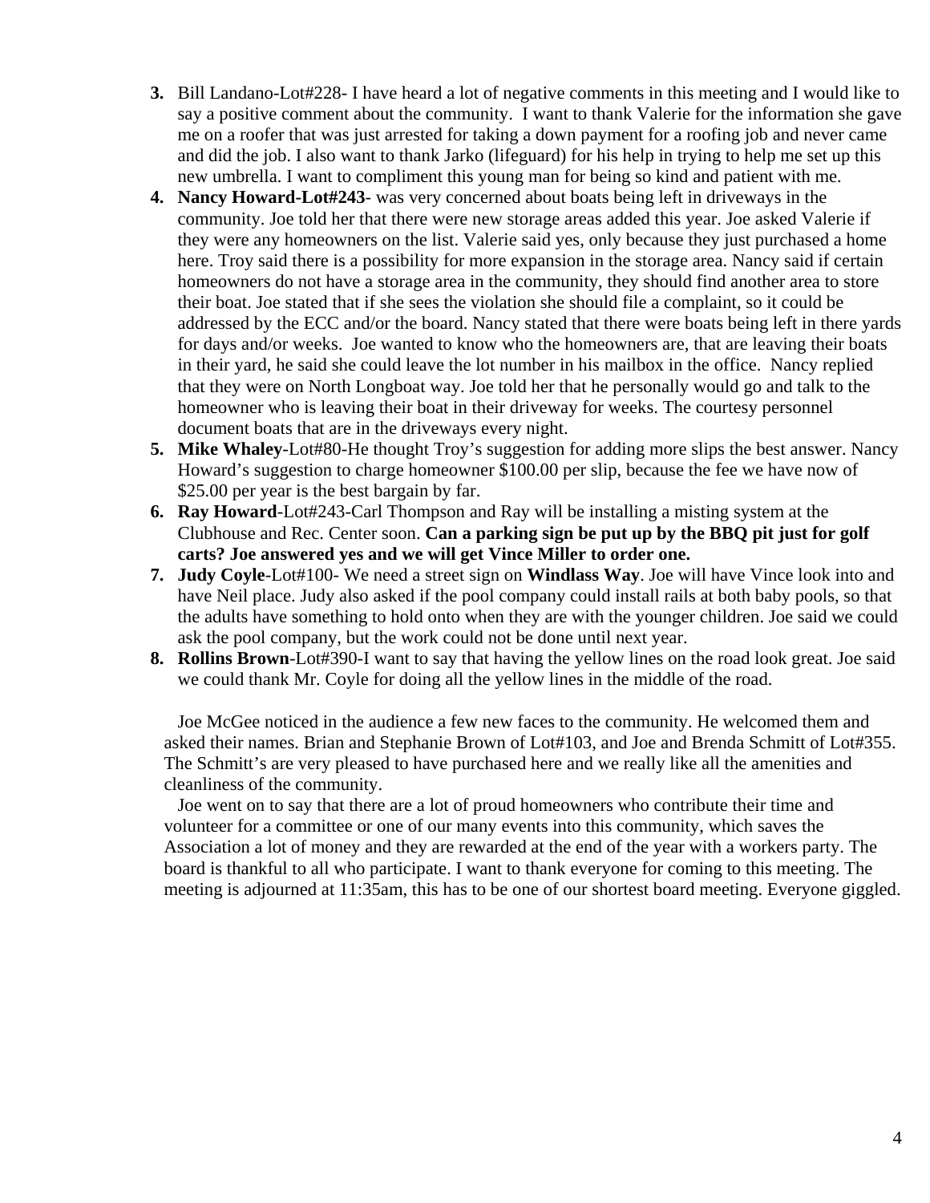3. Bill Landano-Lot#228- I have heard a lot of negative comments in this meeting and I would like to say a positive comment about the community. I want to thank Valerie for the information she gave me on a roofer that was just arrested for taking a down payment for a roofing job and never came and did the job. I also want to thank Jarko (lifeguard) for his help in trying to help me set up this new umbrella. I want to compliment this young man for being so kind and patient with me.
4. **Nancy Howard-Lot#243**- was very concerned about boats being left in driveways in the community. Joe told her that there were new storage areas added this year. Joe asked Valerie if they were any homeowners on the list. Valerie said yes, only because they just purchased a home here. Troy said there is a possibility for more expansion in the storage area. Nancy said if certain homeowners do not have a storage area in the community, they should find another area to store their boat. Joe stated that if she sees the violation she should file a complaint, so it could be addressed by the ECC and/or the board. Nancy stated that there were boats being left in there yards for days and/or weeks. Joe wanted to know who the homeowners are, that are leaving their boats in their yard, he said she could leave the lot number in his mailbox in the office. Nancy replied that they were on North Longboat way. Joe told her that he personally would go and talk to the homeowner who is leaving their boat in their driveway for weeks. The courtesy personnel document boats that are in the driveways every night.
5. **Mike Whaley**-Lot#80-He thought Troy's suggestion for adding more slips the best answer. Nancy Howard's suggestion to charge homeowner $100.00 per slip, because the fee we have now of $25.00 per year is the best bargain by far.
6. **Ray Howard**-Lot#243-Carl Thompson and Ray will be installing a misting system at the Clubhouse and Rec. Center soon. **Can a parking sign be put up by the BBQ pit just for golf carts? Joe answered yes and we will get Vince Miller to order one.**
7. **Judy Coyle**-Lot#100- We need a street sign on **Windlass Way**. Joe will have Vince look into and have Neil place. Judy also asked if the pool company could install rails at both baby pools, so that the adults have something to hold onto when they are with the younger children. Joe said we could ask the pool company, but the work could not be done until next year.
8. **Rollins Brown**-Lot#390-I want to say that having the yellow lines on the road look great. Joe said we could thank Mr. Coyle for doing all the yellow lines in the middle of the road.

Joe McGee noticed in the audience a few new faces to the community. He welcomed them and asked their names. Brian and Stephanie Brown of Lot#103, and Joe and Brenda Schmitt of Lot#355. The Schmitt's are very pleased to have purchased here and we really like all the amenities and cleanliness of the community.

Joe went on to say that there are a lot of proud homeowners who contribute their time and volunteer for a committee or one of our many events into this community, which saves the Association a lot of money and they are rewarded at the end of the year with a workers party. The board is thankful to all who participate. I want to thank everyone for coming to this meeting. The meeting is adjourned at 11:35am, this has to be one of our shortest board meeting. Everyone giggled.